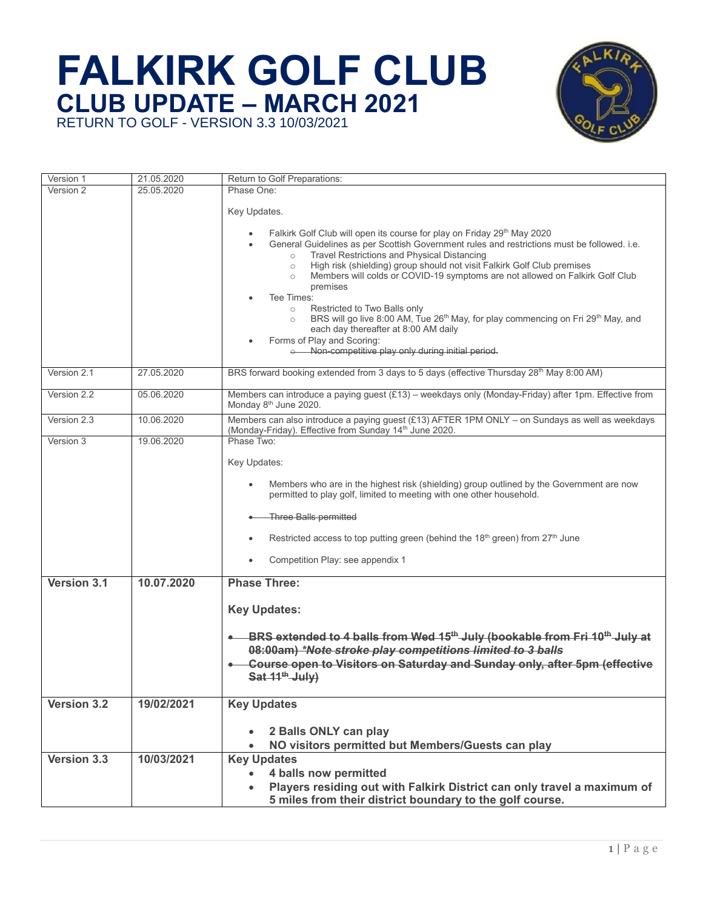# FALKIRK GOLF CLUB

## CLUB UPDATE – MARCH 2021

RETURN TO GOLF - VERSION 3.3 10/03/2021

| | | |
|---|---|---|
| Version 1 | 21.05.2020 | Return to Golf Preparations: |
| Version 2 | 25.05.2020 | Phase One:<br><br>Key Updates.<br><br>• Falkirk Golf Club will open its course for play on Friday 29th May 2020<br>• General Guidelines as per Scottish Government rules and restrictions must be followed. i.e.<br>&nbsp;&nbsp;○ Travel Restrictions and Physical Distancing<br>&nbsp;&nbsp;○ High risk (shielding) group should not visit Falkirk Golf Club premises<br>&nbsp;&nbsp;○ Members will colds or COVID-19 symptoms are not allowed on Falkirk Golf Club premises<br>• Tee Times:<br>&nbsp;&nbsp;○ Restricted to Two Balls only<br>&nbsp;&nbsp;○ BRS will go live 8:00 AM, Tue 26th May, for play commencing on Fri 29th May, and each day thereafter at 8:00 AM daily<br>• Forms of Play and Scoring:<br>&nbsp;&nbsp;○ ~~Non-competitive play only during initial period.~~ |
| Version 2.1 | 27.05.2020 | BRS forward booking extended from 3 days to 5 days (effective Thursday 28th May 8:00 AM) |
| Version 2.2 | 05.06.2020 | Members can introduce a paying guest (£13) – weekdays only (Monday-Friday) after 1pm. Effective from Monday 8th June 2020. |
| Version 2.3 | 10.06.2020 | Members can also introduce a paying guest (£13) AFTER 1PM ONLY – on Sundays as well as weekdays (Monday-Friday). Effective from Sunday 14th June 2020. |
| Version 3 | 19.06.2020 | Phase Two:<br><br>Key Updates:<br><br>• Members who are in the highest risk (shielding) group outlined by the Government are now permitted to play golf, limited to meeting with one other household.<br><br>• ~~Three Balls permitted~~<br><br>• Restricted access to top putting green (behind the 18th green) from 27th June<br><br>• Competition Play: see appendix 1 |
| **Version 3.1** | **10.07.2020** | **Phase Three:**<br><br>**Key Updates:**<br><br>• ~~**BRS extended to 4 balls from Wed 15th July (bookable from Fri 10th July at 08:00am)** ***\*Note stroke play competitions limited to 3 balls***~~<br>• ~~**Course open to Visitors on Saturday and Sunday only, after 5pm (effective Sat 11th July)**~~ |
| **Version 3.2** | **19/02/2021** | **Key Updates**<br><br>• **2 Balls ONLY can play**<br>• **NO visitors permitted but Members/Guests can play** |
| **Version 3.3** | **10/03/2021** | **Key Updates**<br>• **4 balls now permitted**<br>• **Players residing out with Falkirk District can only travel a maximum of 5 miles from their district boundary to the golf course.** |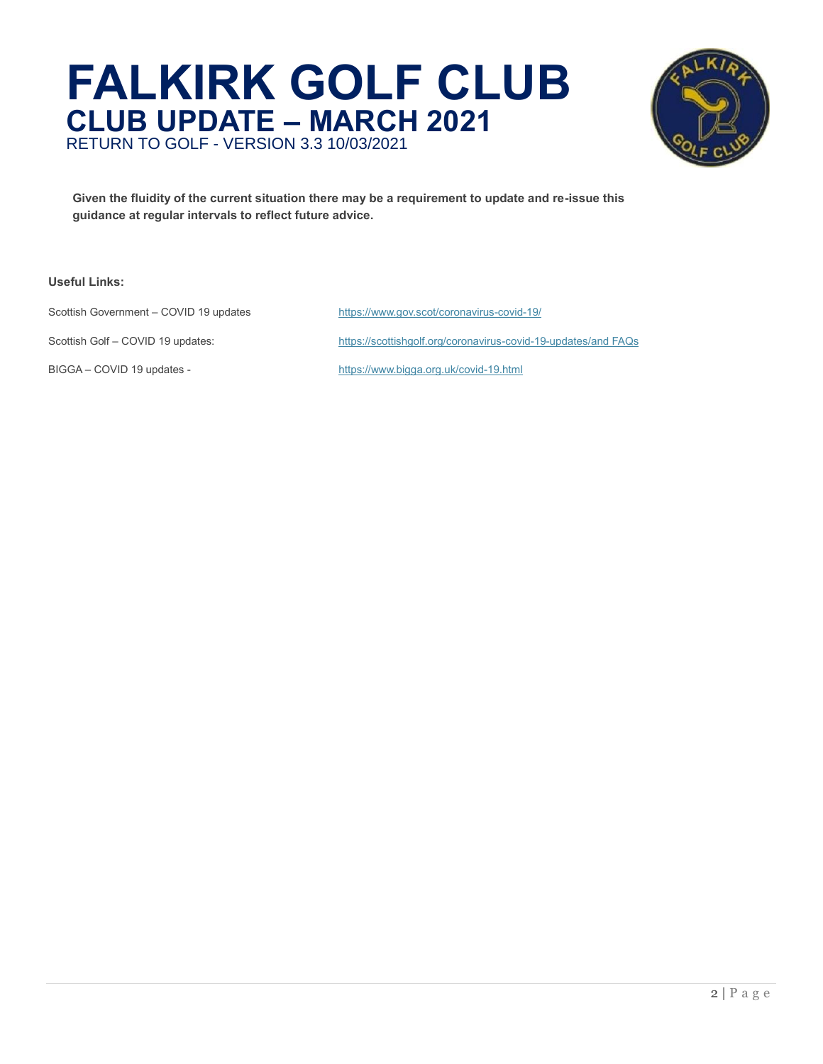# FALKIRK GOLF CLUB

## CLUB UPDATE – MARCH 2021

RETURN TO GOLF - VERSION 3.3 10/03/2021

**Given the fluidity of the current situation there may be a requirement to update and re-issue this guidance at regular intervals to reflect future advice.**

**Useful Links:**

Scottish Government – COVID 19 updates https://www.gov.scot/coronavirus-covid-19/

Scottish Golf – COVID 19 updates: https://scottishgolf.org/coronavirus-covid-19-updates/and FAQs

BIGGA – COVID 19 updates - https://www.bigga.org.uk/covid-19.html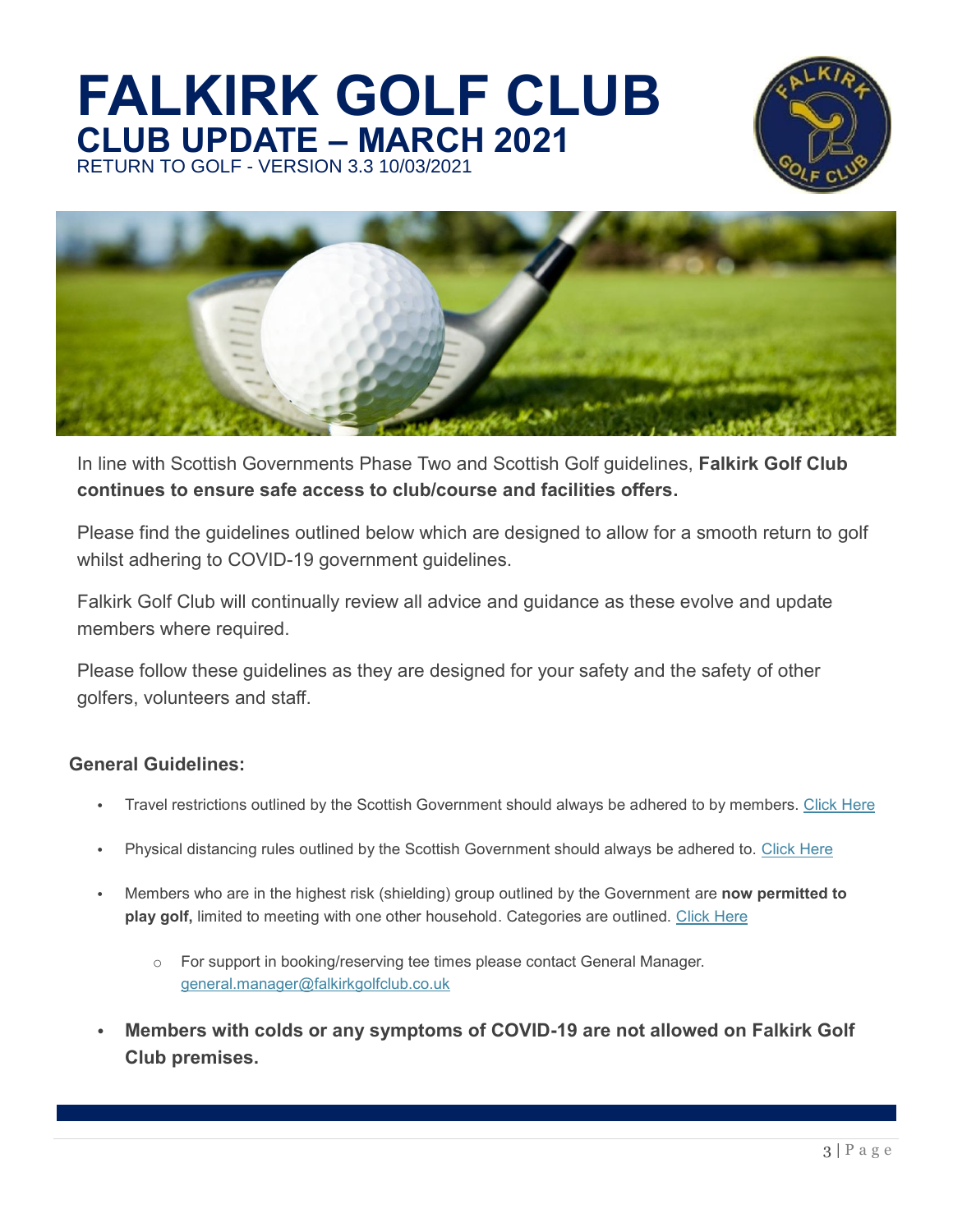# FALKIRK GOLF CLUB

## CLUB UPDATE – MARCH 2021

RETURN TO GOLF - VERSION 3.3 10/03/2021

In line with Scottish Governments Phase Two and Scottish Golf guidelines, **Falkirk Golf Club continues to ensure safe access to club/course and facilities offers.**

Please find the guidelines outlined below which are designed to allow for a smooth return to golf whilst adhering to COVID-19 government guidelines.

Falkirk Golf Club will continually review all advice and guidance as these evolve and update members where required.

Please follow these guidelines as they are designed for your safety and the safety of other golfers, volunteers and staff.

### General Guidelines:

- Travel restrictions outlined by the Scottish Government should always be adhered to by members. Click Here
- Physical distancing rules outlined by the Scottish Government should always be adhered to. Click Here
- Members who are in the highest risk (shielding) group outlined by the Government are **now permitted to play golf,** limited to meeting with one other household. Categories are outlined. Click Here
  - For support in booking/reserving tee times please contact General Manager. general.manager@falkirkgolfclub.co.uk
- **Members with colds or any symptoms of COVID-19 are not allowed on Falkirk Golf Club premises.**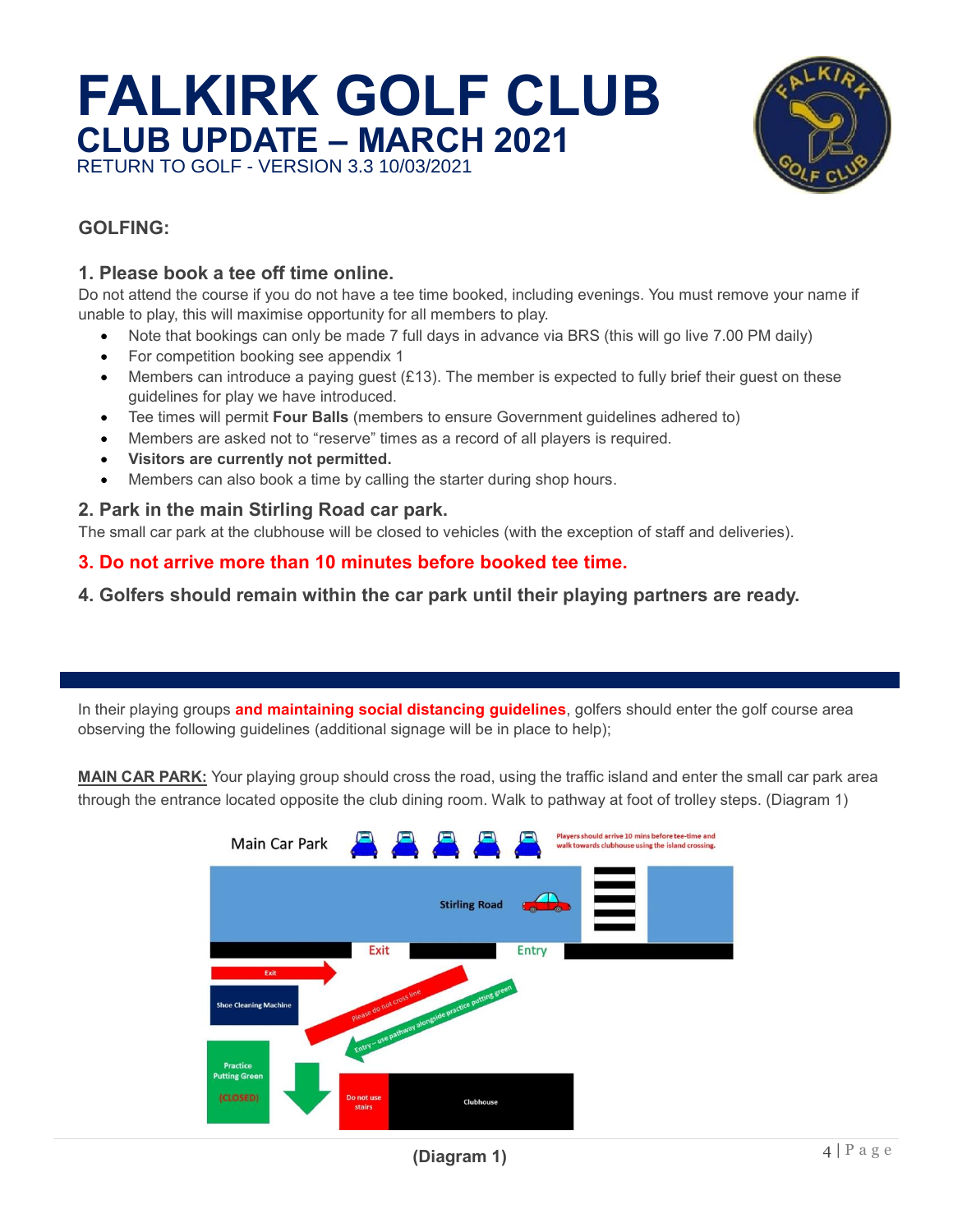// Transcription of Falkirk Golf Club March 2021 update, page 4
# FALKIRK GOLF CLUB

## CLUB UPDATE – MARCH 2021

RETURN TO GOLF - VERSION 3.3 10/03/2021

### GOLFING:

#### 1. Please book a tee off time online.

Do not attend the course if you do not have a tee time booked, including evenings. You must remove your name if unable to play, this will maximise opportunity for all members to play.

- Note that bookings can only be made 7 full days in advance via BRS (this will go live 7.00 PM daily)
- For competition booking see appendix 1
- Members can introduce a paying guest (£13). The member is expected to fully brief their guest on these guidelines for play we have introduced.
- Tee times will permit **Four Balls** (members to ensure Government guidelines adhered to)
- Members are asked not to "reserve" times as a record of all players is required.
- **Visitors are currently not permitted.**
- Members can also book a time by calling the starter during shop hours.

#### 2. Park in the main Stirling Road car park.

The small car park at the clubhouse will be closed to vehicles (with the exception of staff and deliveries).

#### 3. Do not arrive more than 10 minutes before booked tee time.

#### 4. Golfers should remain within the car park until their playing partners are ready.

In their playing groups **and maintaining social distancing guidelines**, golfers should enter the golf course area observing the following guidelines (additional signage will be in place to help);

**MAIN CAR PARK:** Your playing group should cross the road, using the traffic island and enter the small car park area through the entrance located opposite the club dining room. Walk to pathway at foot of trolley steps. (Diagram 1)

Main Car Park

Players should arrive 10 mins before tee-time and walk towards clubhouse using the island crossing.

Stirling Road

Exit

Entry

Exit

Shoe Cleaning Machine

Please do not cross line

Entry – use pathway alongside practice putting green

Practice Putting Green (CLOSED)

Do not use stairs

Clubhouse

**(Diagram 1)**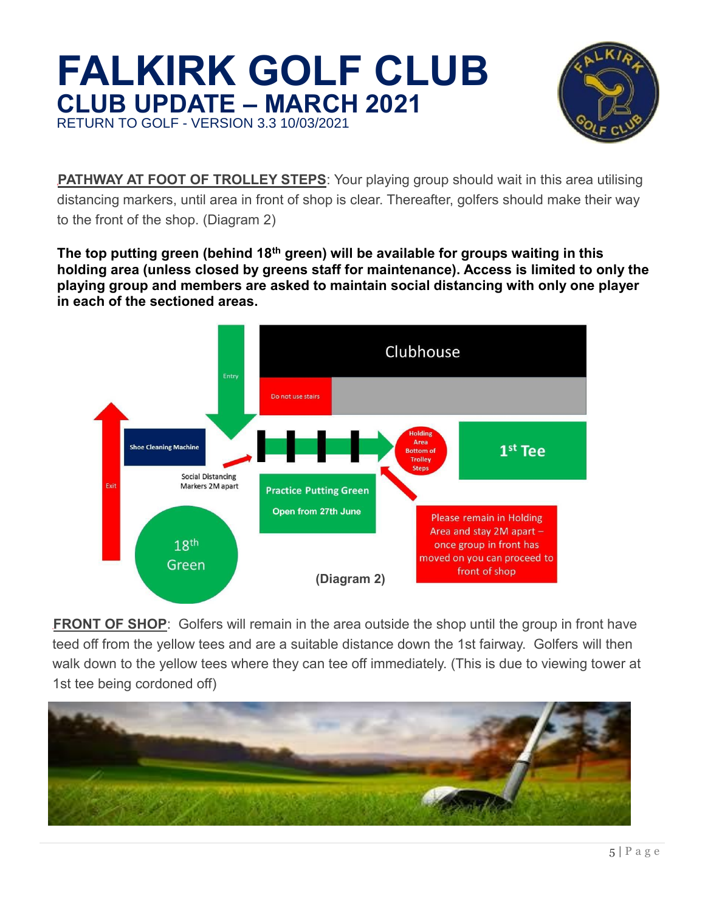# FALKIRK GOLF CLUB

## CLUB UPDATE – MARCH 2021

RETURN TO GOLF - VERSION 3.3 10/03/2021

**PATHWAY AT FOOT OF TROLLEY STEPS**: Your playing group should wait in this area utilising distancing markers, until area in front of shop is clear. Thereafter, golfers should make their way to the front of the shop. (Diagram 2)

**The top putting green (behind 18th green) will be available for groups waiting in this holding area (unless closed by greens staff for maintenance). Access is limited to only the playing group and members are asked to maintain social distancing with only one player in each of the sectioned areas.**

Clubhouse

Do not use stairs

Entry

Exit

Shoe Cleaning Machine

Social Distancing Markers 2M apart

Holding Area Bottom of Trolley Steps

1st Tee

Practice Putting Green

Open from 27th June

18th Green

Please remain in Holding Area and stay 2M apart – once group in front has moved on you can proceed to front of shop

**(Diagram 2)**

**FRONT OF SHOP**: Golfers will remain in the area outside the shop until the group in front have teed off from the yellow tees and are a suitable distance down the 1st fairway. Golfers will then walk down to the yellow tees where they can tee off immediately. (This is due to viewing tower at 1st tee being cordoned off)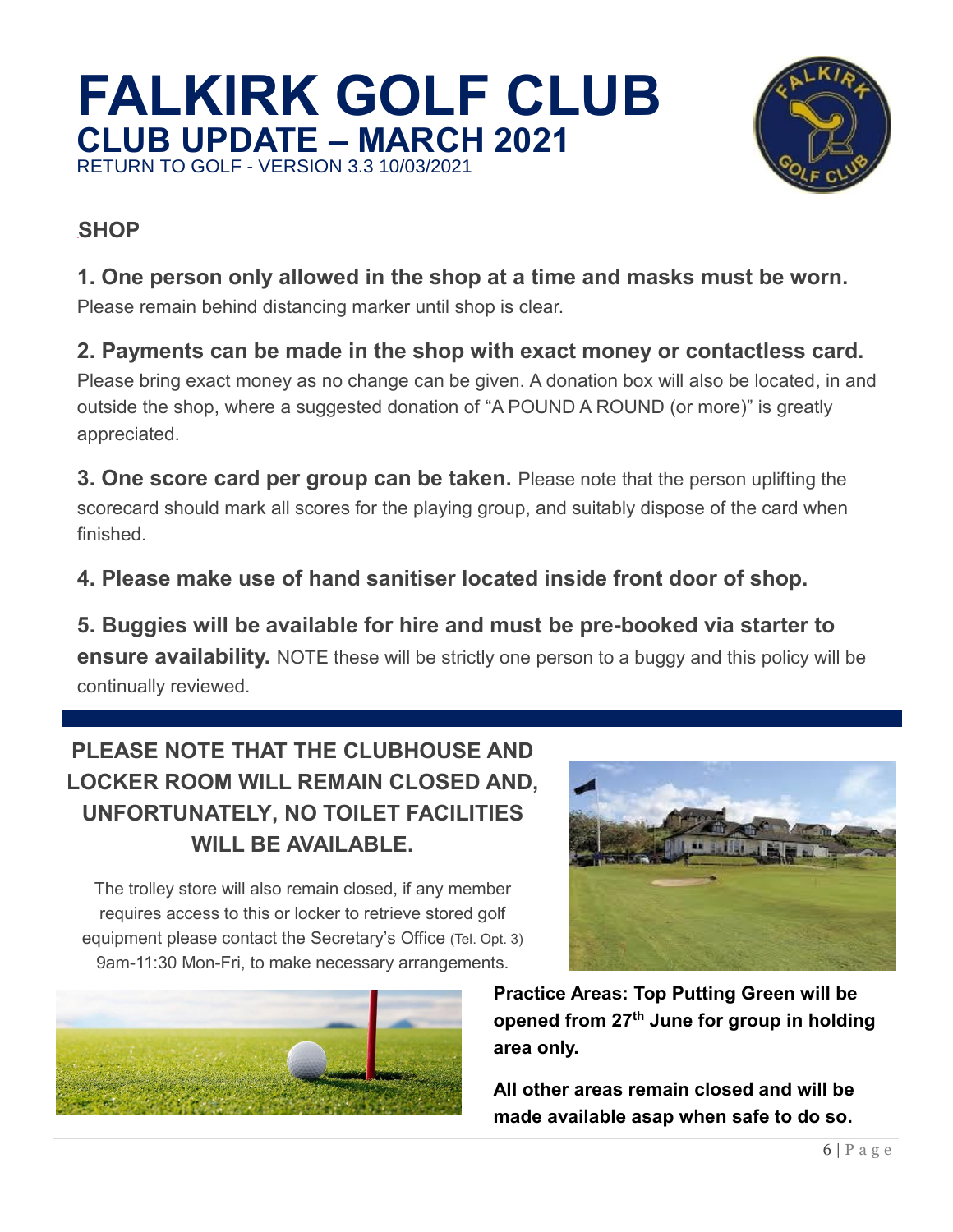# FALKIRK GOLF CLUB

## CLUB UPDATE – MARCH 2021

RETURN TO GOLF - VERSION 3.3 10/03/2021

### SHOP

**1. One person only allowed in the shop at a time and masks must be worn.** Please remain behind distancing marker until shop is clear.

**2. Payments can be made in the shop with exact money or contactless card.** Please bring exact money as no change can be given. A donation box will also be located, in and outside the shop, where a suggested donation of "A POUND A ROUND (or more)" is greatly appreciated.

**3. One score card per group can be taken.** Please note that the person uplifting the scorecard should mark all scores for the playing group, and suitably dispose of the card when finished.

**4. Please make use of hand sanitiser located inside front door of shop.**

**5. Buggies will be available for hire and must be pre-booked via starter to ensure availability.** NOTE these will be strictly one person to a buggy and this policy will be continually reviewed.

**PLEASE NOTE THAT THE CLUBHOUSE AND LOCKER ROOM WILL REMAIN CLOSED AND, UNFORTUNATELY, NO TOILET FACILITIES WILL BE AVAILABLE.**

The trolley store will also remain closed, if any member requires access to this or locker to retrieve stored golf equipment please contact the Secretary's Office (Tel. Opt. 3) 9am-11:30 Mon-Fri, to make necessary arrangements.

**Practice Areas: Top Putting Green will be opened from 27th June for group in holding area only.**

**All other areas remain closed and will be made available asap when safe to do so.**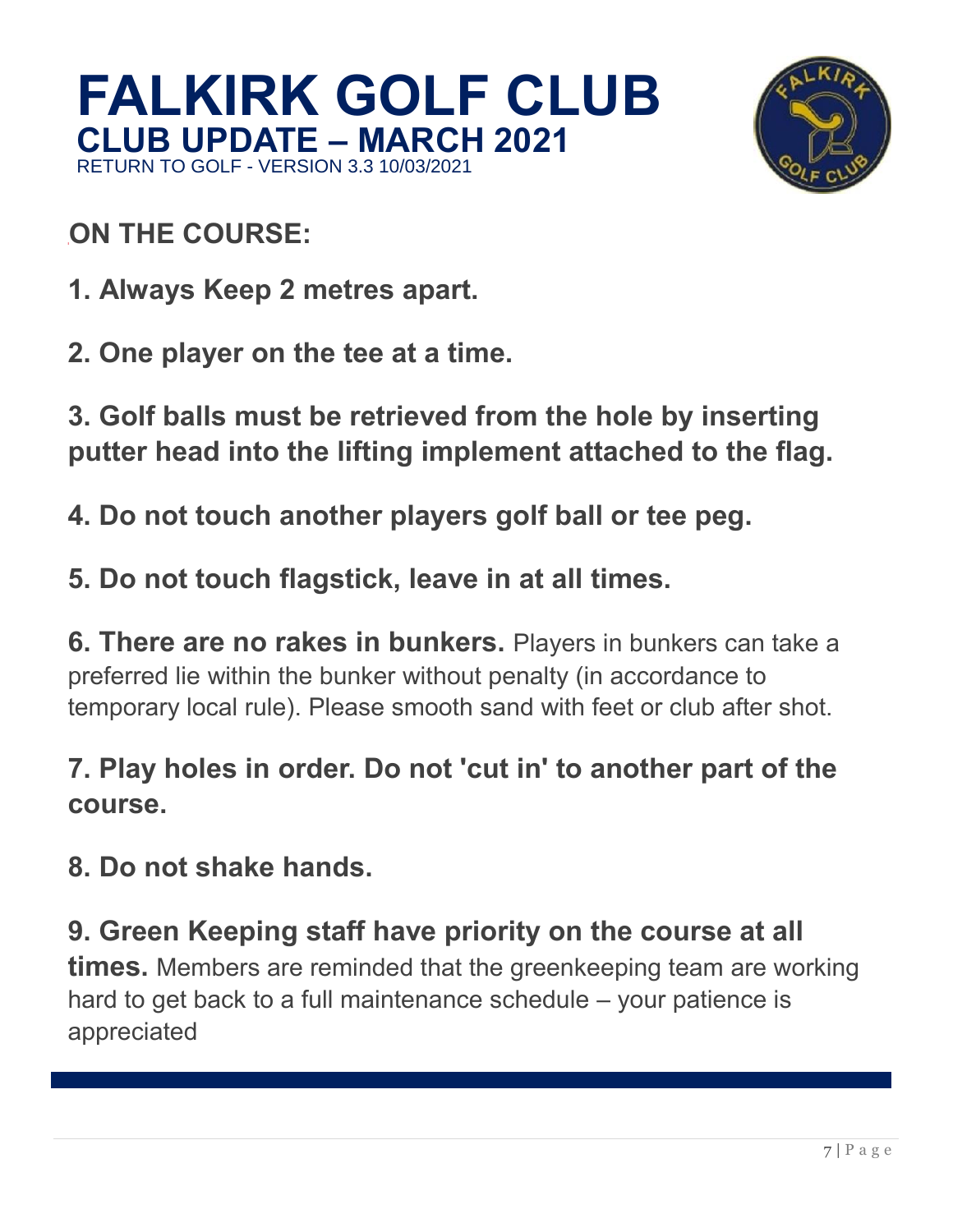# FALKIRK GOLF CLUB

## CLUB UPDATE – MARCH 2021

RETURN TO GOLF - VERSION 3.3 10/03/2021

## ON THE COURSE:

**1. Always Keep 2 metres apart.**

**2. One player on the tee at a time.**

**3. Golf balls must be retrieved from the hole by inserting putter head into the lifting implement attached to the flag.**

**4. Do not touch another players golf ball or tee peg.**

**5. Do not touch flagstick, leave in at all times.**

**6. There are no rakes in bunkers.** Players in bunkers can take a preferred lie within the bunker without penalty (in accordance to temporary local rule). Please smooth sand with feet or club after shot.

**7. Play holes in order. Do not 'cut in' to another part of the course.**

**8. Do not shake hands.**

**9. Green Keeping staff have priority on the course at all times.** Members are reminded that the greenkeeping team are working hard to get back to a full maintenance schedule – your patience is appreciated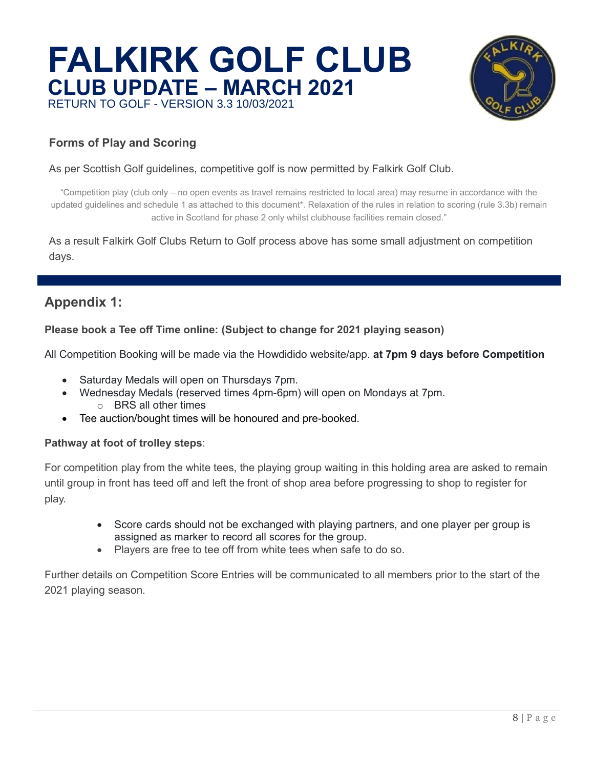# FALKIRK GOLF CLUB

## CLUB UPDATE – MARCH 2021

RETURN TO GOLF - VERSION 3.3 10/03/2021

### Forms of Play and Scoring

As per Scottish Golf guidelines, competitive golf is now permitted by Falkirk Golf Club.

> "Competition play (club only – no open events as travel remains restricted to local area) may resume in accordance with the updated guidelines and schedule 1 as attached to this document*. Relaxation of the rules in relation to scoring (rule 3.3b) remain active in Scotland for phase 2 only whilst clubhouse facilities remain closed."

As a result Falkirk Golf Clubs Return to Golf process above has some small adjustment on competition days.

## Appendix 1:

**Please book a Tee off Time online: (Subject to change for 2021 playing season)**

All Competition Booking will be made via the Howdidido website/app. **at 7pm 9 days before Competition**

- Saturday Medals will open on Thursdays 7pm.
- Wednesday Medals (reserved times 4pm-6pm) will open on Mondays at 7pm.
  - BRS all other times
- Tee auction/bought times will be honoured and pre-booked.

**Pathway at foot of trolley steps**:

For competition play from the white tees, the playing group waiting in this holding area are asked to remain until group in front has teed off and left the front of shop area before progressing to shop to register for play.

- Score cards should not be exchanged with playing partners, and one player per group is assigned as marker to record all scores for the group.
- Players are free to tee off from white tees when safe to do so.

Further details on Competition Score Entries will be communicated to all members prior to the start of the 2021 playing season.